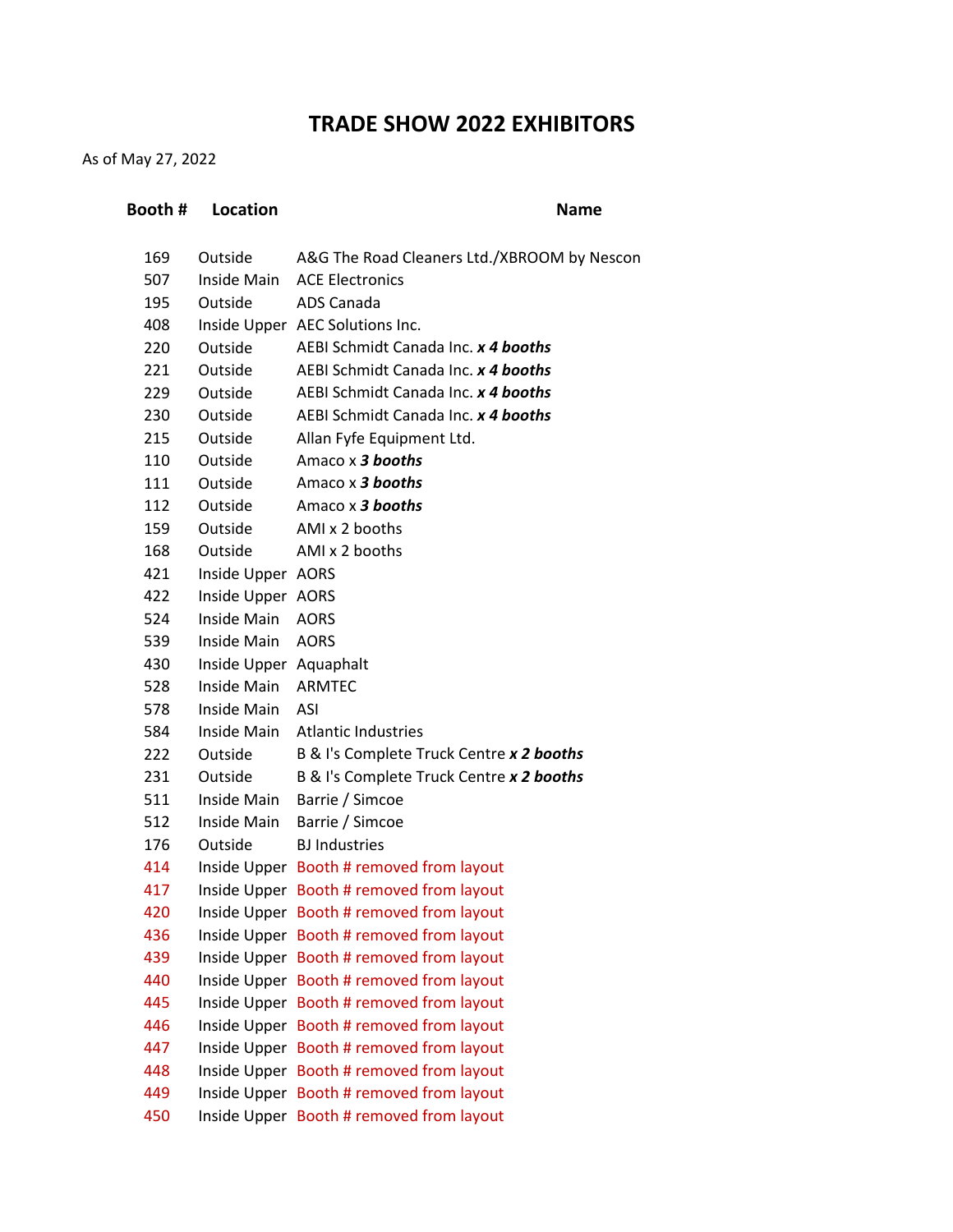# TRADE SHOW 2022 EXHIBITORS

As of May 27, 2022

| Booth # | Location | Name |
|---|---|---|
| 169 | Outside | A&G The Road Cleaners Ltd./XBROOM by Nescon |
| 507 | Inside Main | ACE Electronics |
| 195 | Outside | ADS Canada |
| 408 | Inside Upper | AEC Solutions Inc. |
| 220 | Outside | AEBI Schmidt Canada Inc. ***x 4 booths*** |
| 221 | Outside | AEBI Schmidt Canada Inc. ***x 4 booths*** |
| 229 | Outside | AEBI Schmidt Canada Inc. ***x 4 booths*** |
| 230 | Outside | AEBI Schmidt Canada Inc. ***x 4 booths*** |
| 215 | Outside | Allan Fyfe Equipment Ltd. |
| 110 | Outside | Amaco x ***3 booths*** |
| 111 | Outside | Amaco x ***3 booths*** |
| 112 | Outside | Amaco x ***3 booths*** |
| 159 | Outside | AMI x 2 booths |
| 168 | Outside | AMI x 2 booths |
| 421 | Inside Upper | AORS |
| 422 | Inside Upper | AORS |
| 524 | Inside Main | AORS |
| 539 | Inside Main | AORS |
| 430 | Inside Upper | Aquaphalt |
| 528 | Inside Main | ARMTEC |
| 578 | Inside Main | ASI |
| 584 | Inside Main | Atlantic Industries |
| 222 | Outside | B & I's Complete Truck Centre ***x 2 booths*** |
| 231 | Outside | B & I's Complete Truck Centre ***x 2 booths*** |
| 511 | Inside Main | Barrie / Simcoe |
| 512 | Inside Main | Barrie / Simcoe |
| 176 | Outside | BJ Industries |
| 414 | Inside Upper | Booth # removed from layout |
| 417 | Inside Upper | Booth # removed from layout |
| 420 | Inside Upper | Booth # removed from layout |
| 436 | Inside Upper | Booth # removed from layout |
| 439 | Inside Upper | Booth # removed from layout |
| 440 | Inside Upper | Booth # removed from layout |
| 445 | Inside Upper | Booth # removed from layout |
| 446 | Inside Upper | Booth # removed from layout |
| 447 | Inside Upper | Booth # removed from layout |
| 448 | Inside Upper | Booth # removed from layout |
| 449 | Inside Upper | Booth # removed from layout |
| 450 | Inside Upper | Booth # removed from layout |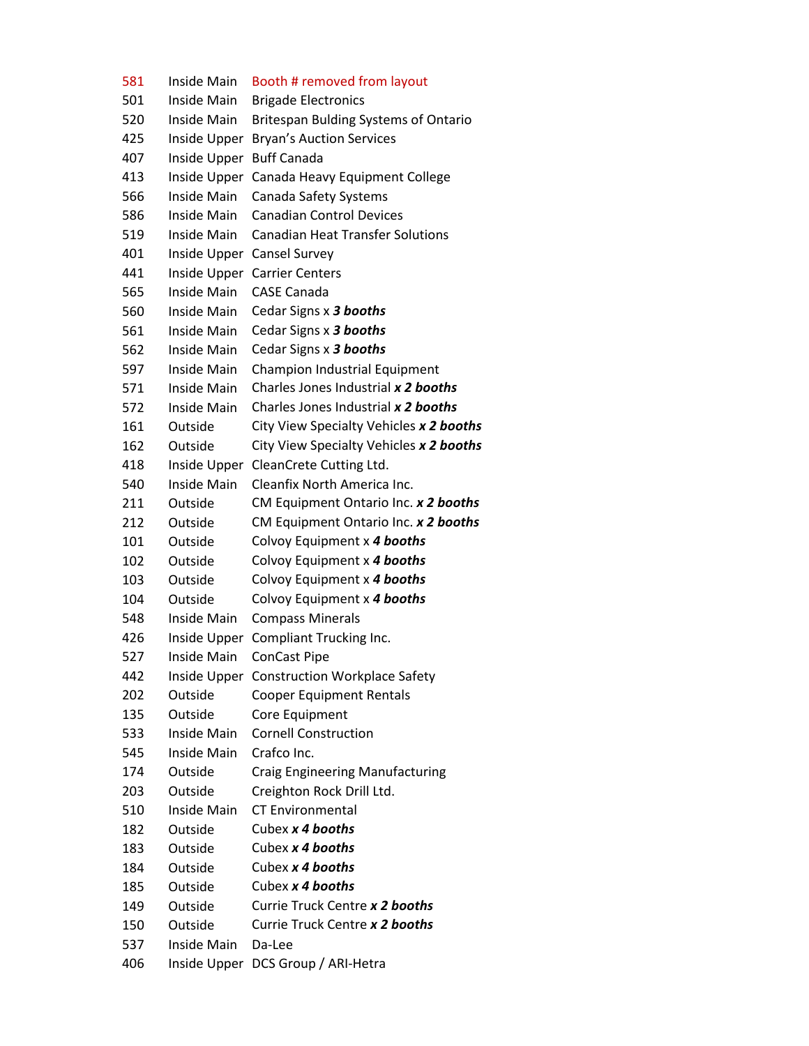| | | |
|---|---|---|
| 581 | Inside Main | Booth # removed from layout |
| 501 | Inside Main | Brigade Electronics |
| 520 | Inside Main | Britespan Bulding Systems of Ontario |
| 425 | Inside Upper | Bryan's Auction Services |
| 407 | Inside Upper | Buff Canada |
| 413 | Inside Upper | Canada Heavy Equipment College |
| 566 | Inside Main | Canada Safety Systems |
| 586 | Inside Main | Canadian Control Devices |
| 519 | Inside Main | Canadian Heat Transfer Solutions |
| 401 | Inside Upper | Cansel Survey |
| 441 | Inside Upper | Carrier Centers |
| 565 | Inside Main | CASE Canada |
| 560 | Inside Main | Cedar Signs x ***3 booths*** |
| 561 | Inside Main | Cedar Signs x ***3 booths*** |
| 562 | Inside Main | Cedar Signs x ***3 booths*** |
| 597 | Inside Main | Champion Industrial Equipment |
| 571 | Inside Main | Charles Jones Industrial ***x 2 booths*** |
| 572 | Inside Main | Charles Jones Industrial ***x 2 booths*** |
| 161 | Outside | City View Specialty Vehicles ***x 2 booths*** |
| 162 | Outside | City View Specialty Vehicles ***x 2 booths*** |
| 418 | Inside Upper | CleanCrete Cutting Ltd. |
| 540 | Inside Main | Cleanfix North America Inc. |
| 211 | Outside | CM Equipment Ontario Inc. ***x 2 booths*** |
| 212 | Outside | CM Equipment Ontario Inc. ***x 2 booths*** |
| 101 | Outside | Colvoy Equipment x ***4 booths*** |
| 102 | Outside | Colvoy Equipment x ***4 booths*** |
| 103 | Outside | Colvoy Equipment x ***4 booths*** |
| 104 | Outside | Colvoy Equipment x ***4 booths*** |
| 548 | Inside Main | Compass Minerals |
| 426 | Inside Upper | Compliant Trucking Inc. |
| 527 | Inside Main | ConCast Pipe |
| 442 | Inside Upper | Construction Workplace Safety |
| 202 | Outside | Cooper Equipment Rentals |
| 135 | Outside | Core Equipment |
| 533 | Inside Main | Cornell Construction |
| 545 | Inside Main | Crafco Inc. |
| 174 | Outside | Craig Engineering Manufacturing |
| 203 | Outside | Creighton Rock Drill Ltd. |
| 510 | Inside Main | CT Environmental |
| 182 | Outside | Cubex ***x 4 booths*** |
| 183 | Outside | Cubex ***x 4 booths*** |
| 184 | Outside | Cubex ***x 4 booths*** |
| 185 | Outside | Cubex ***x 4 booths*** |
| 149 | Outside | Currie Truck Centre ***x 2 booths*** |
| 150 | Outside | Currie Truck Centre ***x 2 booths*** |
| 537 | Inside Main | Da-Lee |
| 406 | Inside Upper | DCS Group / ARI-Hetra |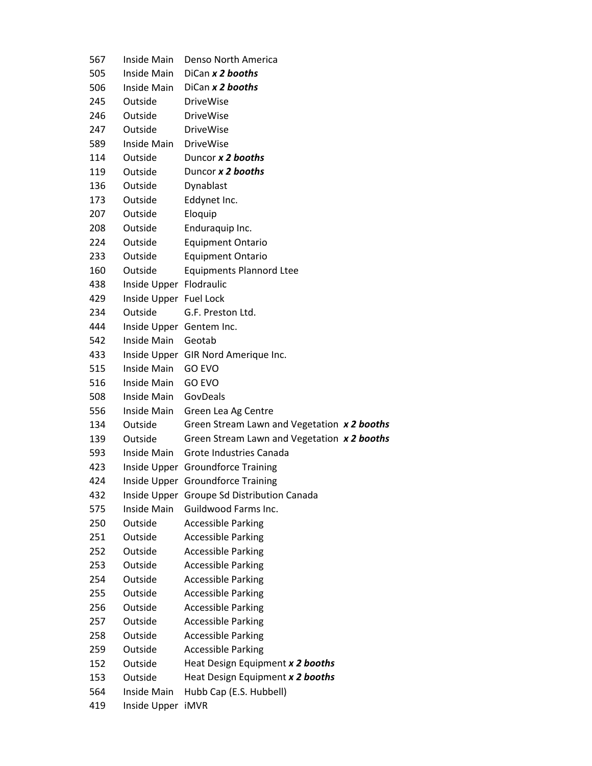| | | |
|---|---|---|
| 567 | Inside Main | Denso North America |
| 505 | Inside Main | DiCan ***x 2 booths*** |
| 506 | Inside Main | DiCan ***x 2 booths*** |
| 245 | Outside | DriveWise |
| 246 | Outside | DriveWise |
| 247 | Outside | DriveWise |
| 589 | Inside Main | DriveWise |
| 114 | Outside | Duncor ***x 2 booths*** |
| 119 | Outside | Duncor ***x 2 booths*** |
| 136 | Outside | Dynablast |
| 173 | Outside | Eddynet Inc. |
| 207 | Outside | Eloquip |
| 208 | Outside | Enduraquip Inc. |
| 224 | Outside | Equipment Ontario |
| 233 | Outside | Equipment Ontario |
| 160 | Outside | Equipments Plannord Ltee |
| 438 | Inside Upper | Flodraulic |
| 429 | Inside Upper | Fuel Lock |
| 234 | Outside | G.F. Preston Ltd. |
| 444 | Inside Upper | Gentem Inc. |
| 542 | Inside Main | Geotab |
| 433 | Inside Upper | GIR Nord Amerique Inc. |
| 515 | Inside Main | GO EVO |
| 516 | Inside Main | GO EVO |
| 508 | Inside Main | GovDeals |
| 556 | Inside Main | Green Lea Ag Centre |
| 134 | Outside | Green Stream Lawn and Vegetation ***x 2 booths*** |
| 139 | Outside | Green Stream Lawn and Vegetation ***x 2 booths*** |
| 593 | Inside Main | Grote Industries Canada |
| 423 | Inside Upper | Groundforce Training |
| 424 | Inside Upper | Groundforce Training |
| 432 | Inside Upper | Groupe Sd Distribution Canada |
| 575 | Inside Main | Guildwood Farms Inc. |
| 250 | Outside | Accessible Parking |
| 251 | Outside | Accessible Parking |
| 252 | Outside | Accessible Parking |
| 253 | Outside | Accessible Parking |
| 254 | Outside | Accessible Parking |
| 255 | Outside | Accessible Parking |
| 256 | Outside | Accessible Parking |
| 257 | Outside | Accessible Parking |
| 258 | Outside | Accessible Parking |
| 259 | Outside | Accessible Parking |
| 152 | Outside | Heat Design Equipment ***x 2 booths*** |
| 153 | Outside | Heat Design Equipment ***x 2 booths*** |
| 564 | Inside Main | Hubb Cap (E.S. Hubbell) |
| 419 | Inside Upper | iMVR |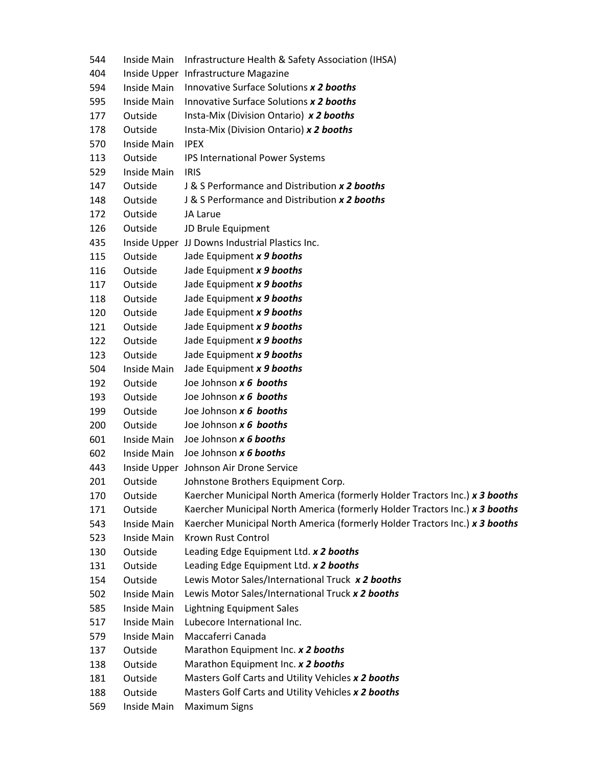| | | |
|---|---|---|
| 544 | Inside Main | Infrastructure Health & Safety Association (IHSA) |
| 404 | Inside Upper | Infrastructure Magazine |
| 594 | Inside Main | Innovative Surface Solutions ***x 2 booths*** |
| 595 | Inside Main | Innovative Surface Solutions ***x 2 booths*** |
| 177 | Outside | Insta-Mix (Division Ontario) ***x 2 booths*** |
| 178 | Outside | Insta-Mix (Division Ontario) ***x 2 booths*** |
| 570 | Inside Main | IPEX |
| 113 | Outside | IPS International Power Systems |
| 529 | Inside Main | IRIS |
| 147 | Outside | J & S Performance and Distribution ***x 2 booths*** |
| 148 | Outside | J & S Performance and Distribution ***x 2 booths*** |
| 172 | Outside | JA Larue |
| 126 | Outside | JD Brule Equipment |
| 435 | Inside Upper | JJ Downs Industrial Plastics Inc. |
| 115 | Outside | Jade Equipment ***x 9 booths*** |
| 116 | Outside | Jade Equipment ***x 9 booths*** |
| 117 | Outside | Jade Equipment ***x 9 booths*** |
| 118 | Outside | Jade Equipment ***x 9 booths*** |
| 120 | Outside | Jade Equipment ***x 9 booths*** |
| 121 | Outside | Jade Equipment ***x 9 booths*** |
| 122 | Outside | Jade Equipment ***x 9 booths*** |
| 123 | Outside | Jade Equipment ***x 9 booths*** |
| 504 | Inside Main | Jade Equipment ***x 9 booths*** |
| 192 | Outside | Joe Johnson ***x 6 booths*** |
| 193 | Outside | Joe Johnson ***x 6 booths*** |
| 199 | Outside | Joe Johnson ***x 6 booths*** |
| 200 | Outside | Joe Johnson ***x 6 booths*** |
| 601 | Inside Main | Joe Johnson ***x 6 booths*** |
| 602 | Inside Main | Joe Johnson ***x 6 booths*** |
| 443 | Inside Upper | Johnson Air Drone Service |
| 201 | Outside | Johnstone Brothers Equipment Corp. |
| 170 | Outside | Kaercher Municipal North America (formerly Holder Tractors Inc.) ***x 3 booths*** |
| 171 | Outside | Kaercher Municipal North America (formerly Holder Tractors Inc.) ***x 3 booths*** |
| 543 | Inside Main | Kaercher Municipal North America (formerly Holder Tractors Inc.) ***x 3 booths*** |
| 523 | Inside Main | Krown Rust Control |
| 130 | Outside | Leading Edge Equipment Ltd. ***x 2 booths*** |
| 131 | Outside | Leading Edge Equipment Ltd. ***x 2 booths*** |
| 154 | Outside | Lewis Motor Sales/International Truck ***x 2 booths*** |
| 502 | Inside Main | Lewis Motor Sales/International Truck ***x 2 booths*** |
| 585 | Inside Main | Lightning Equipment Sales |
| 517 | Inside Main | Lubecore International Inc. |
| 579 | Inside Main | Maccaferri Canada |
| 137 | Outside | Marathon Equipment Inc. ***x 2 booths*** |
| 138 | Outside | Marathon Equipment Inc. ***x 2 booths*** |
| 181 | Outside | Masters Golf Carts and Utility Vehicles ***x 2 booths*** |
| 188 | Outside | Masters Golf Carts and Utility Vehicles ***x 2 booths*** |
| 569 | Inside Main | Maximum Signs |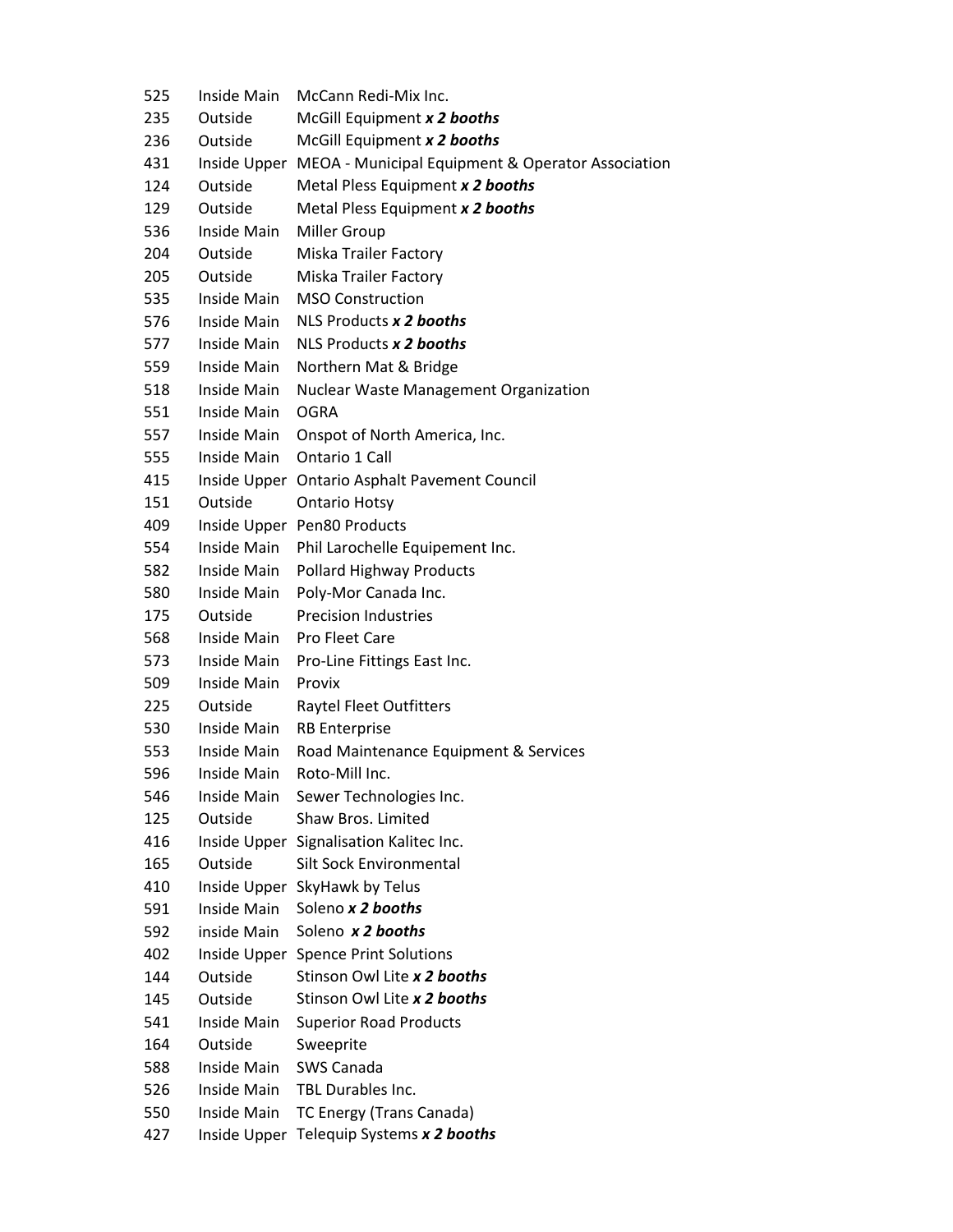| | | |
|---|---|---|
| 525 | Inside Main | McCann Redi-Mix Inc. |
| 235 | Outside | McGill Equipment ***x 2 booths*** |
| 236 | Outside | McGill Equipment ***x 2 booths*** |
| 431 | Inside Upper | MEOA - Municipal Equipment & Operator Association |
| 124 | Outside | Metal Pless Equipment ***x 2 booths*** |
| 129 | Outside | Metal Pless Equipment ***x 2 booths*** |
| 536 | Inside Main | Miller Group |
| 204 | Outside | Miska Trailer Factory |
| 205 | Outside | Miska Trailer Factory |
| 535 | Inside Main | MSO Construction |
| 576 | Inside Main | NLS Products ***x 2 booths*** |
| 577 | Inside Main | NLS Products ***x 2 booths*** |
| 559 | Inside Main | Northern Mat & Bridge |
| 518 | Inside Main | Nuclear Waste Management Organization |
| 551 | Inside Main | OGRA |
| 557 | Inside Main | Onspot of North America, Inc. |
| 555 | Inside Main | Ontario 1 Call |
| 415 | Inside Upper | Ontario Asphalt Pavement Council |
| 151 | Outside | Ontario Hotsy |
| 409 | Inside Upper | Pen80 Products |
| 554 | Inside Main | Phil Larochelle Equipement Inc. |
| 582 | Inside Main | Pollard Highway Products |
| 580 | Inside Main | Poly-Mor Canada Inc. |
| 175 | Outside | Precision Industries |
| 568 | Inside Main | Pro Fleet Care |
| 573 | Inside Main | Pro-Line Fittings East Inc. |
| 509 | Inside Main | Provix |
| 225 | Outside | Raytel Fleet Outfitters |
| 530 | Inside Main | RB Enterprise |
| 553 | Inside Main | Road Maintenance Equipment & Services |
| 596 | Inside Main | Roto-Mill Inc. |
| 546 | Inside Main | Sewer Technologies Inc. |
| 125 | Outside | Shaw Bros. Limited |
| 416 | Inside Upper | Signalisation Kalitec Inc. |
| 165 | Outside | Silt Sock Environmental |
| 410 | Inside Upper | SkyHawk by Telus |
| 591 | Inside Main | Soleno ***x 2 booths*** |
| 592 | inside Main | Soleno ***x 2 booths*** |
| 402 | Inside Upper | Spence Print Solutions |
| 144 | Outside | Stinson Owl Lite ***x 2 booths*** |
| 145 | Outside | Stinson Owl Lite ***x 2 booths*** |
| 541 | Inside Main | Superior Road Products |
| 164 | Outside | Sweeprite |
| 588 | Inside Main | SWS Canada |
| 526 | Inside Main | TBL Durables Inc. |
| 550 | Inside Main | TC Energy (Trans Canada) |
| 427 | Inside Upper | Telequip Systems ***x 2 booths*** |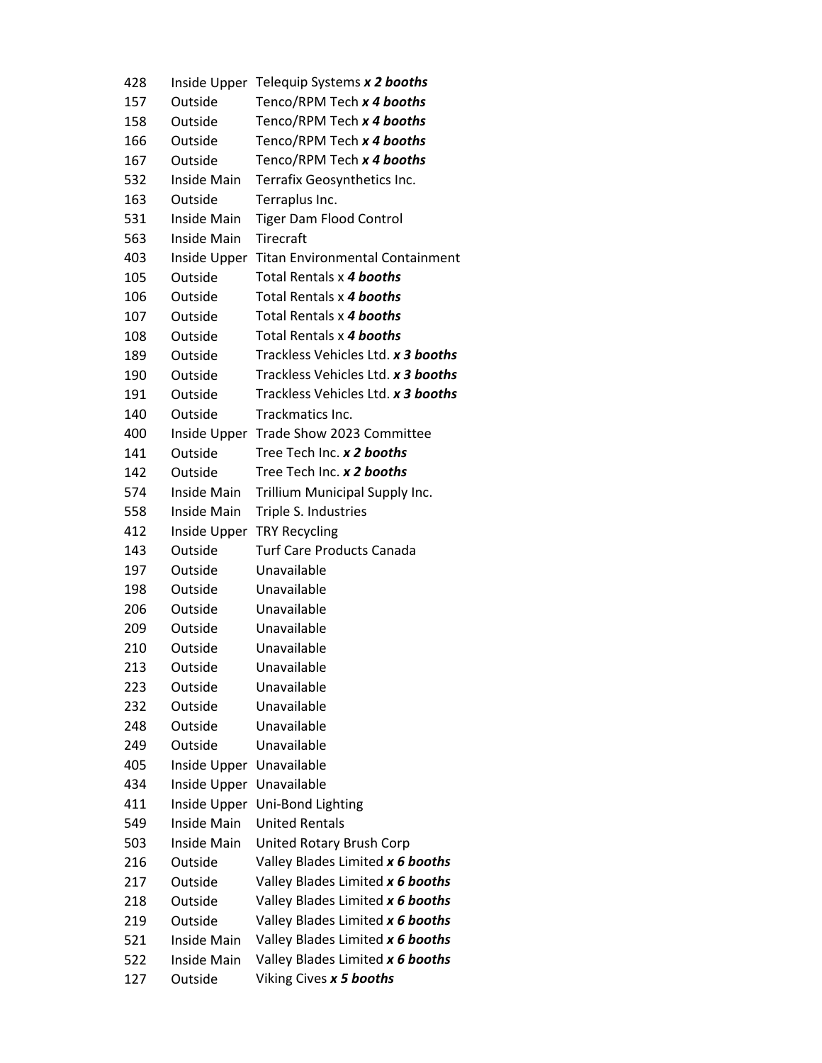| | | |
|---|---|---|
| 428 | Inside Upper | Telequip Systems ***x 2 booths*** |
| 157 | Outside | Tenco/RPM Tech ***x 4 booths*** |
| 158 | Outside | Tenco/RPM Tech ***x 4 booths*** |
| 166 | Outside | Tenco/RPM Tech ***x 4 booths*** |
| 167 | Outside | Tenco/RPM Tech ***x 4 booths*** |
| 532 | Inside Main | Terrafix Geosynthetics Inc. |
| 163 | Outside | Terraplus Inc. |
| 531 | Inside Main | Tiger Dam Flood Control |
| 563 | Inside Main | Tirecraft |
| 403 | Inside Upper | Titan Environmental Containment |
| 105 | Outside | Total Rentals x ***4 booths*** |
| 106 | Outside | Total Rentals x ***4 booths*** |
| 107 | Outside | Total Rentals x ***4 booths*** |
| 108 | Outside | Total Rentals x ***4 booths*** |
| 189 | Outside | Trackless Vehicles Ltd. ***x 3 booths*** |
| 190 | Outside | Trackless Vehicles Ltd. ***x 3 booths*** |
| 191 | Outside | Trackless Vehicles Ltd. ***x 3 booths*** |
| 140 | Outside | Trackmatics Inc. |
| 400 | Inside Upper | Trade Show 2023 Committee |
| 141 | Outside | Tree Tech Inc. ***x 2 booths*** |
| 142 | Outside | Tree Tech Inc. ***x 2 booths*** |
| 574 | Inside Main | Trillium Municipal Supply Inc. |
| 558 | Inside Main | Triple S. Industries |
| 412 | Inside Upper | TRY Recycling |
| 143 | Outside | Turf Care Products Canada |
| 197 | Outside | Unavailable |
| 198 | Outside | Unavailable |
| 206 | Outside | Unavailable |
| 209 | Outside | Unavailable |
| 210 | Outside | Unavailable |
| 213 | Outside | Unavailable |
| 223 | Outside | Unavailable |
| 232 | Outside | Unavailable |
| 248 | Outside | Unavailable |
| 249 | Outside | Unavailable |
| 405 | Inside Upper | Unavailable |
| 434 | Inside Upper | Unavailable |
| 411 | Inside Upper | Uni-Bond Lighting |
| 549 | Inside Main | United Rentals |
| 503 | Inside Main | United Rotary Brush Corp |
| 216 | Outside | Valley Blades Limited ***x 6 booths*** |
| 217 | Outside | Valley Blades Limited ***x 6 booths*** |
| 218 | Outside | Valley Blades Limited ***x 6 booths*** |
| 219 | Outside | Valley Blades Limited ***x 6 booths*** |
| 521 | Inside Main | Valley Blades Limited ***x 6 booths*** |
| 522 | Inside Main | Valley Blades Limited ***x 6 booths*** |
| 127 | Outside | Viking Cives ***x 5 booths*** |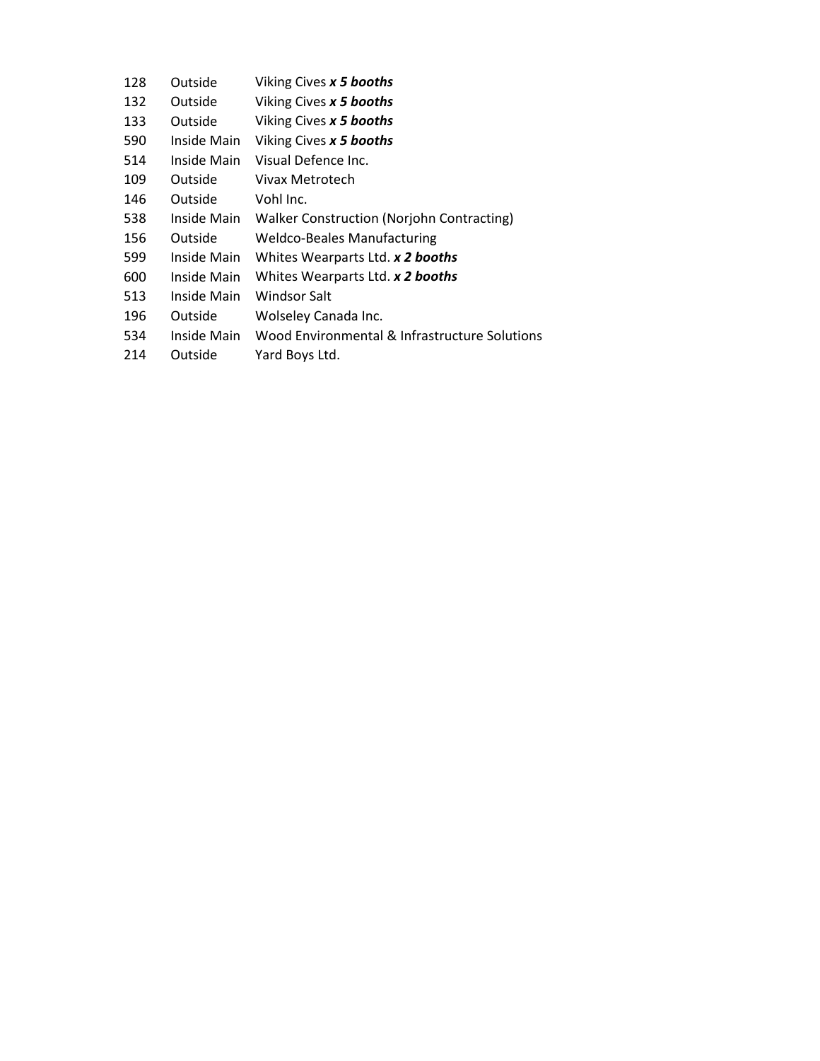| | | |
|---|---|---|
| 128 | Outside | Viking Cives ***x 5 booths*** |
| 132 | Outside | Viking Cives ***x 5 booths*** |
| 133 | Outside | Viking Cives ***x 5 booths*** |
| 590 | Inside Main | Viking Cives ***x 5 booths*** |
| 514 | Inside Main | Visual Defence Inc. |
| 109 | Outside | Vivax Metrotech |
| 146 | Outside | Vohl Inc. |
| 538 | Inside Main | Walker Construction (Norjohn Contracting) |
| 156 | Outside | Weldco-Beales Manufacturing |
| 599 | Inside Main | Whites Wearparts Ltd. ***x 2 booths*** |
| 600 | Inside Main | Whites Wearparts Ltd. ***x 2 booths*** |
| 513 | Inside Main | Windsor Salt |
| 196 | Outside | Wolseley Canada Inc. |
| 534 | Inside Main | Wood Environmental & Infrastructure Solutions |
| 214 | Outside | Yard Boys Ltd. |